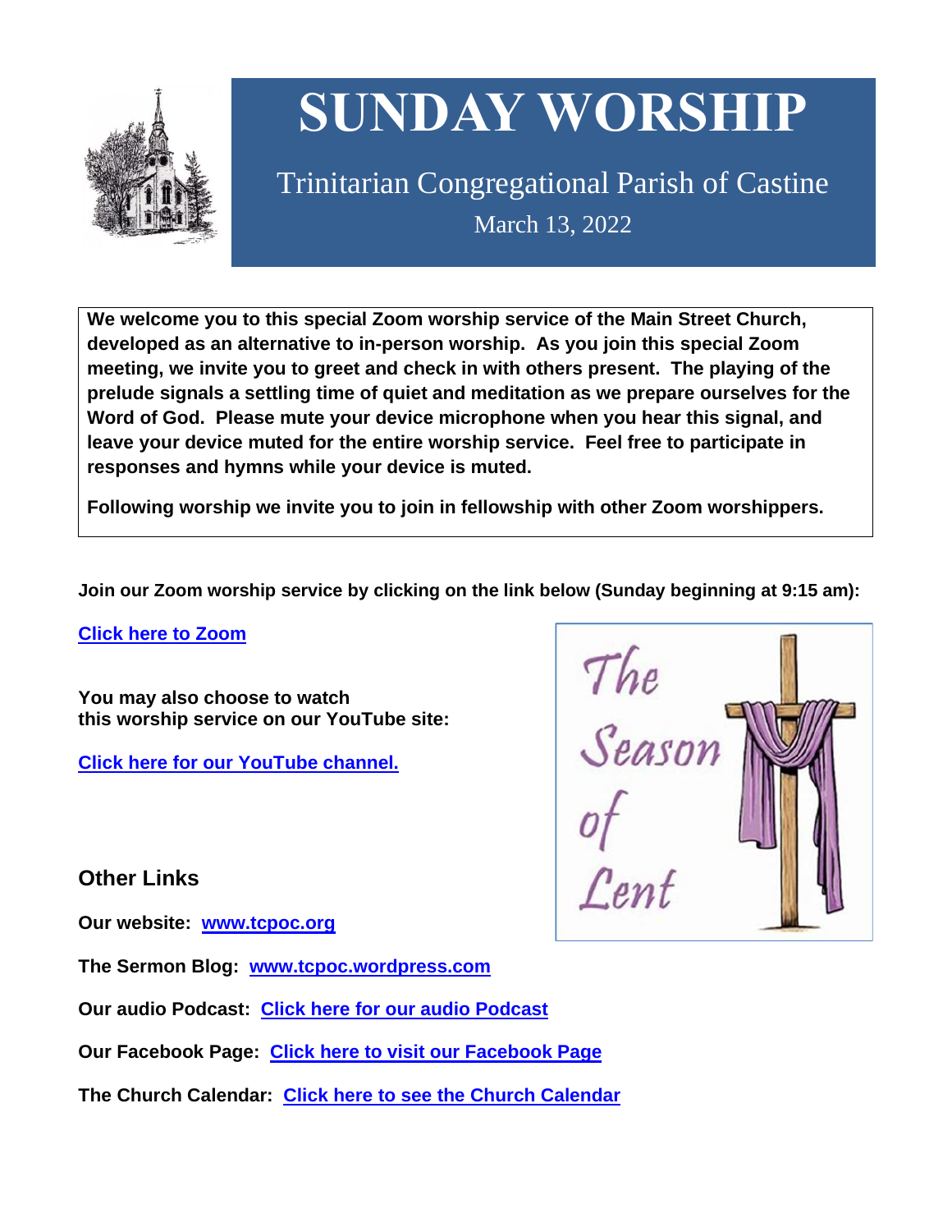# SUNDAY WORSHIP

## Trinitarian Congregational Parish of Castine

March 13, 2022

**We welcome you to this special Zoom worship service of the Main Street Church, developed as an alternative to in-person worship. As you join this special Zoom meeting, we invite you to greet and check in with others present. The playing of the prelude signals a settling time of quiet and meditation as we prepare ourselves for the Word of God. Please mute your device microphone when you hear this signal, and leave your device muted for the entire worship service. Feel free to participate in responses and hymns while your device is muted.**

**Following worship we invite you to join in fellowship with other Zoom worshippers.**

**Join our Zoom worship service by clicking on the link below (Sunday beginning at 9:15 am):**

**Click here to Zoom**

**You may also choose to watch this worship service on our YouTube site:**

**Click here for our YouTube channel.**

The Season of Lent

## Other Links

**Our website: www.tcpoc.org**

**The Sermon Blog: www.tcpoc.wordpress.com**

**Our audio Podcast: Click here for our audio Podcast**

**Our Facebook Page: Click here to visit our Facebook Page**

**The Church Calendar: Click here to see the Church Calendar**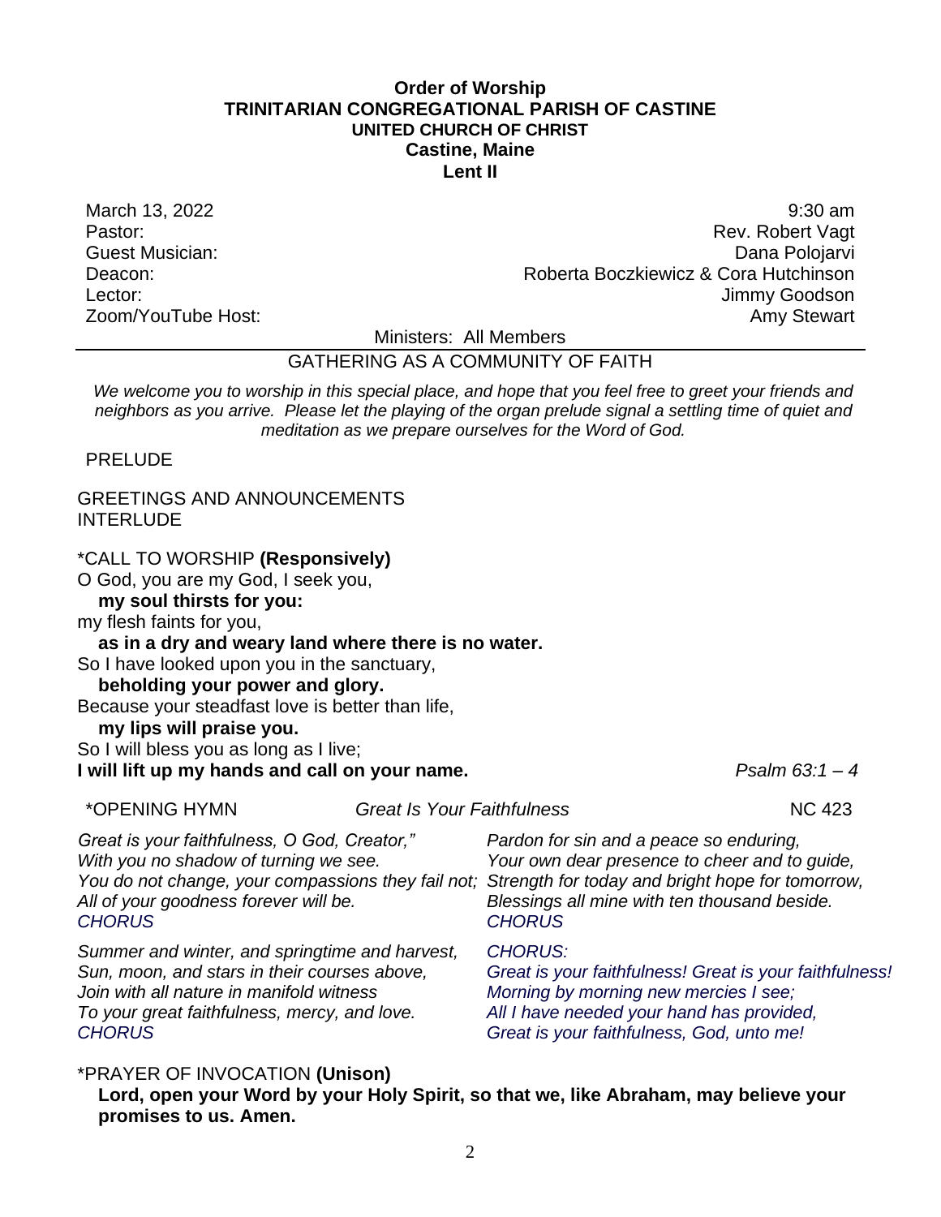**Order of Worship**
**TRINITARIAN CONGREGATIONAL PARISH OF CASTINE**
**UNITED CHURCH OF CHRIST**
**Castine, Maine**
**Lent II**

March 13, 2022 — 9:30 am
Pastor: Rev. Robert Vagt
Guest Musician: Dana Polojarvi
Deacon: Roberta Boczkiewicz & Cora Hutchinson
Lector: Jimmy Goodson
Zoom/YouTube Host: Amy Stewart

Ministers: All Members

GATHERING AS A COMMUNITY OF FAITH

*We welcome you to worship in this special place, and hope that you feel free to greet your friends and neighbors as you arrive. Please let the playing of the organ prelude signal a settling time of quiet and meditation as we prepare ourselves for the Word of God.*

PRELUDE

GREETINGS AND ANNOUNCEMENTS
INTERLUDE

*CALL TO WORSHIP **(Responsively)**

O God, you are my God, I seek you,
**my soul thirsts for you:**
my flesh faints for you,
**as in a dry and weary land where there is no water.**
So I have looked upon you in the sanctuary,
**beholding your power and glory.**
Because your steadfast love is better than life,
**my lips will praise you.**
So I will bless you as long as I live;
**I will lift up my hands and call on your name.** *Psalm 63:1 – 4*

*OPENING HYMN *Great Is Your Faithfulness* NC 423

*Great is your faithfulness, O God, Creator,"*
*With you no shadow of turning we see.*
*You do not change, your compassions they fail not;*
*All of your goodness forever will be.*
*CHORUS*

*Summer and winter, and springtime and harvest,*
*Sun, moon, and stars in their courses above,*
*Join with all nature in manifold witness*
*To your great faithfulness, mercy, and love.*
*CHORUS*

*Pardon for sin and a peace so enduring,*
*Your own dear presence to cheer and to guide,*
*Strength for today and bright hope for tomorrow,*
*Blessings all mine with ten thousand beside.*
*CHORUS*

*CHORUS:*
*Great is your faithfulness! Great is your faithfulness!*
*Morning by morning new mercies I see;*
*All I have needed your hand has provided,*
*Great is your faithfulness, God, unto me!*

*PRAYER OF INVOCATION **(Unison)**

**Lord, open your Word by your Holy Spirit, so that we, like Abraham, may believe your promises to us. Amen.**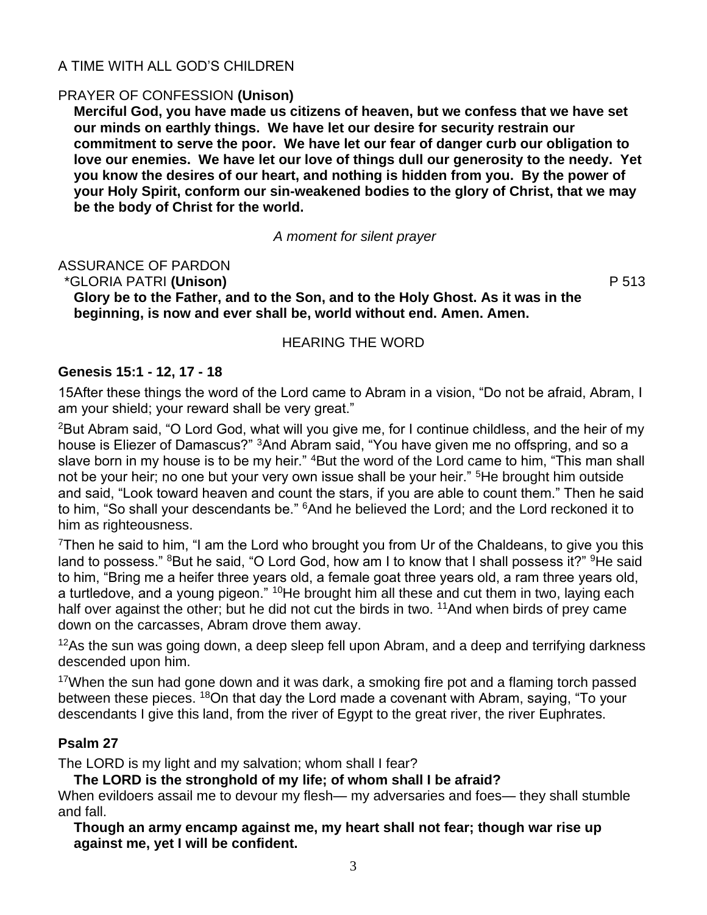A TIME WITH ALL GOD'S CHILDREN

PRAYER OF CONFESSION **(Unison)**

**Merciful God, you have made us citizens of heaven, but we confess that we have set our minds on earthly things. We have let our desire for security restrain our commitment to serve the poor. We have let our fear of danger curb our obligation to love our enemies. We have let our love of things dull our generosity to the needy. Yet you know the desires of our heart, and nothing is hidden from you. By the power of your Holy Spirit, conform our sin-weakened bodies to the glory of Christ, that we may be the body of Christ for the world.**

*A moment for silent prayer*

ASSURANCE OF PARDON

\*GLORIA PATRI **(Unison)** P 513

**Glory be to the Father, and to the Son, and to the Holy Ghost. As it was in the beginning, is now and ever shall be, world without end. Amen. Amen.**

HEARING THE WORD

**Genesis 15:1 - 12, 17 - 18**

15After these things the word of the Lord came to Abram in a vision, "Do not be afraid, Abram, I am your shield; your reward shall be very great."

[2]But Abram said, "O Lord God, what will you give me, for I continue childless, and the heir of my house is Eliezer of Damascus?" [3]And Abram said, "You have given me no offspring, and so a slave born in my house is to be my heir." [4]But the word of the Lord came to him, "This man shall not be your heir; no one but your very own issue shall be your heir." [5]He brought him outside and said, "Look toward heaven and count the stars, if you are able to count them." Then he said to him, "So shall your descendants be." [6]And he believed the Lord; and the Lord reckoned it to him as righteousness.

[7]Then he said to him, "I am the Lord who brought you from Ur of the Chaldeans, to give you this land to possess." [8]But he said, "O Lord God, how am I to know that I shall possess it?" [9]He said to him, "Bring me a heifer three years old, a female goat three years old, a ram three years old, a turtledove, and a young pigeon." [10]He brought him all these and cut them in two, laying each half over against the other; but he did not cut the birds in two. [11]And when birds of prey came down on the carcasses, Abram drove them away.

[12]As the sun was going down, a deep sleep fell upon Abram, and a deep and terrifying darkness descended upon him.

[17]When the sun had gone down and it was dark, a smoking fire pot and a flaming torch passed between these pieces. [18]On that day the Lord made a covenant with Abram, saying, "To your descendants I give this land, from the river of Egypt to the great river, the river Euphrates.

**Psalm 27**

The LORD is my light and my salvation; whom shall I fear?

**The LORD is the stronghold of my life; of whom shall I be afraid?**

When evildoers assail me to devour my flesh— my adversaries and foes— they shall stumble and fall.

**Though an army encamp against me, my heart shall not fear; though war rise up against me, yet I will be confident.**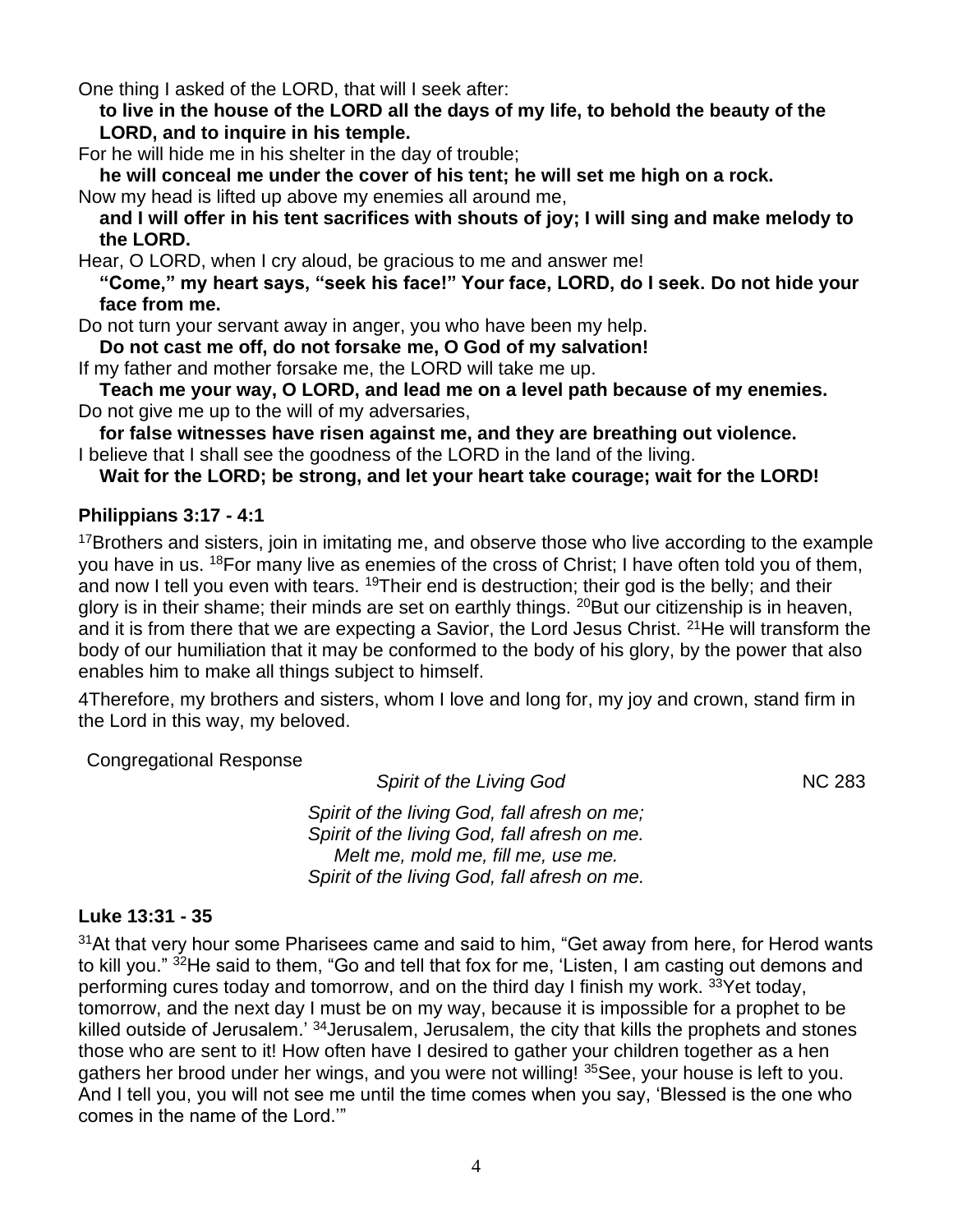One thing I asked of the LORD, that will I seek after:

**to live in the house of the LORD all the days of my life, to behold the beauty of the LORD, and to inquire in his temple.**

For he will hide me in his shelter in the day of trouble;

**he will conceal me under the cover of his tent; he will set me high on a rock.**

Now my head is lifted up above my enemies all around me,

**and I will offer in his tent sacrifices with shouts of joy; I will sing and make melody to the LORD.**

Hear, O LORD, when I cry aloud, be gracious to me and answer me!

**"Come," my heart says, "seek his face!" Your face, LORD, do I seek. Do not hide your face from me.**

Do not turn your servant away in anger, you who have been my help.

**Do not cast me off, do not forsake me, O God of my salvation!**

If my father and mother forsake me, the LORD will take me up.

**Teach me your way, O LORD, and lead me on a level path because of my enemies.**

Do not give me up to the will of my adversaries,

**for false witnesses have risen against me, and they are breathing out violence.**

I believe that I shall see the goodness of the LORD in the land of the living.

**Wait for the LORD; be strong, and let your heart take courage; wait for the LORD!**

### Philippians 3:17 - 4:1

[17]Brothers and sisters, join in imitating me, and observe those who live according to the example you have in us. [18]For many live as enemies of the cross of Christ; I have often told you of them, and now I tell you even with tears. [19]Their end is destruction; their god is the belly; and their glory is in their shame; their minds are set on earthly things. [20]But our citizenship is in heaven, and it is from there that we are expecting a Savior, the Lord Jesus Christ. [21]He will transform the body of our humiliation that it may be conformed to the body of his glory, by the power that also enables him to make all things subject to himself.

4Therefore, my brothers and sisters, whom I love and long for, my joy and crown, stand firm in the Lord in this way, my beloved.

Congregational Response

*Spirit of the Living God* NC 283

*Spirit of the living God, fall afresh on me;*
*Spirit of the living God, fall afresh on me.*
*Melt me, mold me, fill me, use me.*
*Spirit of the living God, fall afresh on me.*

### Luke 13:31 - 35

[31]At that very hour some Pharisees came and said to him, "Get away from here, for Herod wants to kill you." [32]He said to them, "Go and tell that fox for me, 'Listen, I am casting out demons and performing cures today and tomorrow, and on the third day I finish my work. [33]Yet today, tomorrow, and the next day I must be on my way, because it is impossible for a prophet to be killed outside of Jerusalem.' [34]Jerusalem, Jerusalem, the city that kills the prophets and stones those who are sent to it! How often have I desired to gather your children together as a hen gathers her brood under her wings, and you were not willing! [35]See, your house is left to you. And I tell you, you will not see me until the time comes when you say, 'Blessed is the one who comes in the name of the Lord.'"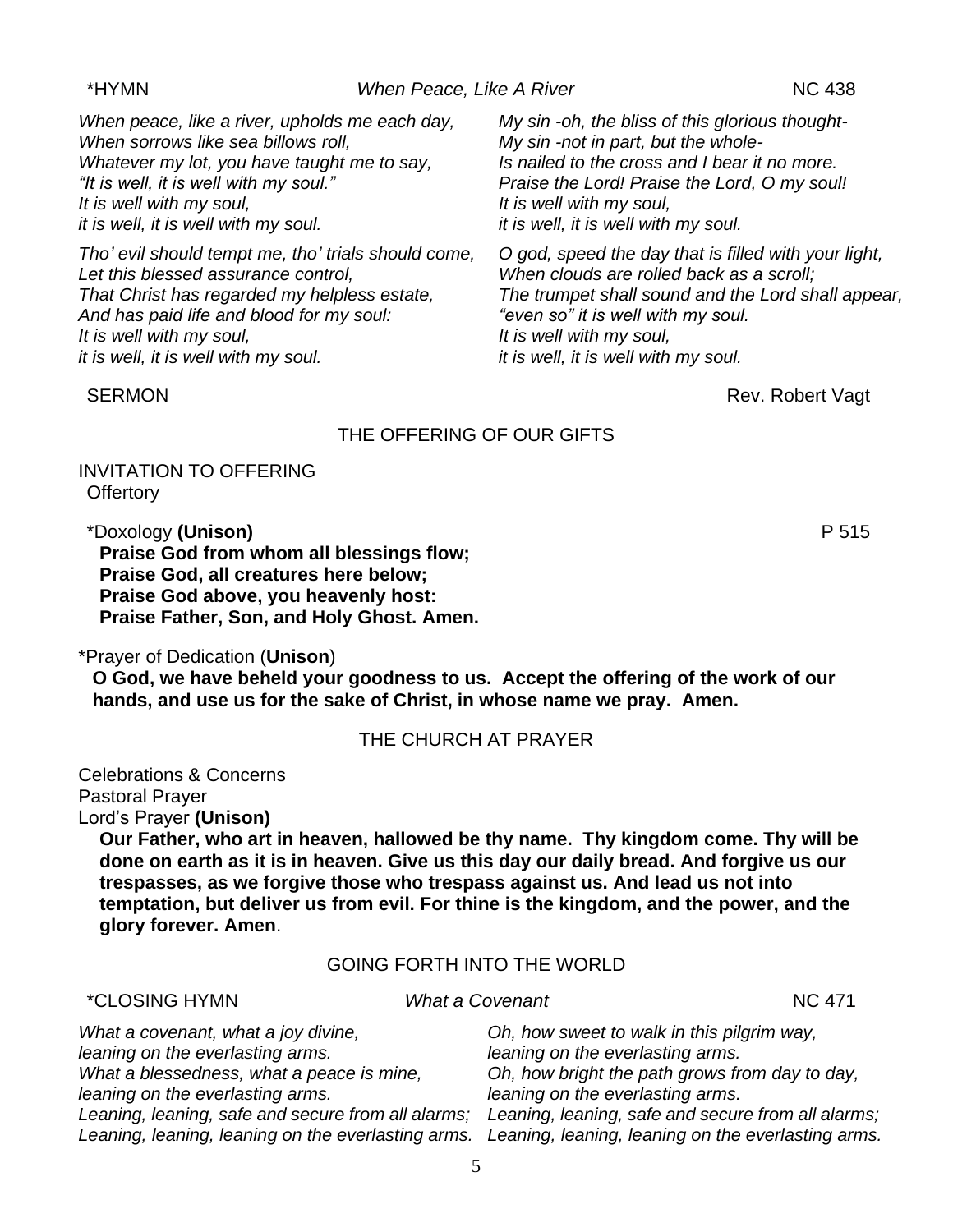*HYMN *When Peace, Like A River* NC 438

*When peace, like a river, upholds me each day,*
*When sorrows like sea billows roll,*
*Whatever my lot, you have taught me to say,*
*"It is well, it is well with my soul."*
*It is well with my soul,*
*it is well, it is well with my soul.*

*Tho' evil should tempt me, tho' trials should come,*
*Let this blessed assurance control,*
*That Christ has regarded my helpless estate,*
*And has paid life and blood for my soul:*
*It is well with my soul,*
*it is well, it is well with my soul.*

*My sin -oh, the bliss of this glorious thought-*
*My sin -not in part, but the whole-*
*Is nailed to the cross and I bear it no more.*
*Praise the Lord! Praise the Lord, O my soul!*
*It is well with my soul,*
*it is well, it is well with my soul.*

*O god, speed the day that is filled with your light,*
*When clouds are rolled back as a scroll;*
*The trumpet shall sound and the Lord shall appear,*
*"even so" it is well with my soul.*
*It is well with my soul,*
*it is well, it is well with my soul.*

SERMON Rev. Robert Vagt

## THE OFFERING OF OUR GIFTS

INVITATION TO OFFERING
Offertory

*Doxology **(Unison)** P 515

**Praise God from whom all blessings flow;**
**Praise God, all creatures here below;**
**Praise God above, you heavenly host:**
**Praise Father, Son, and Holy Ghost. Amen.**

*Prayer of Dedication (**Unison**)

**O God, we have beheld your goodness to us. Accept the offering of the work of our hands, and use us for the sake of Christ, in whose name we pray. Amen.**

## THE CHURCH AT PRAYER

Celebrations & Concerns
Pastoral Prayer
Lord's Prayer **(Unison)**

**Our Father, who art in heaven, hallowed be thy name. Thy kingdom come. Thy will be done on earth as it is in heaven. Give us this day our daily bread. And forgive us our trespasses, as we forgive those who trespass against us. And lead us not into temptation, but deliver us from evil. For thine is the kingdom, and the power, and the glory forever. Amen**.

## GOING FORTH INTO THE WORLD

*CLOSING HYMN *What a Covenant* NC 471

*What a covenant, what a joy divine,*
*leaning on the everlasting arms.*
*What a blessedness, what a peace is mine,*
*leaning on the everlasting arms.*
*Leaning, leaning, safe and secure from all alarms;*
*Leaning, leaning, leaning on the everlasting arms.*

*Oh, how sweet to walk in this pilgrim way,*
*leaning on the everlasting arms.*
*Oh, how bright the path grows from day to day,*
*leaning on the everlasting arms.*
*Leaning, leaning, safe and secure from all alarms;*
*Leaning, leaning, leaning on the everlasting arms.*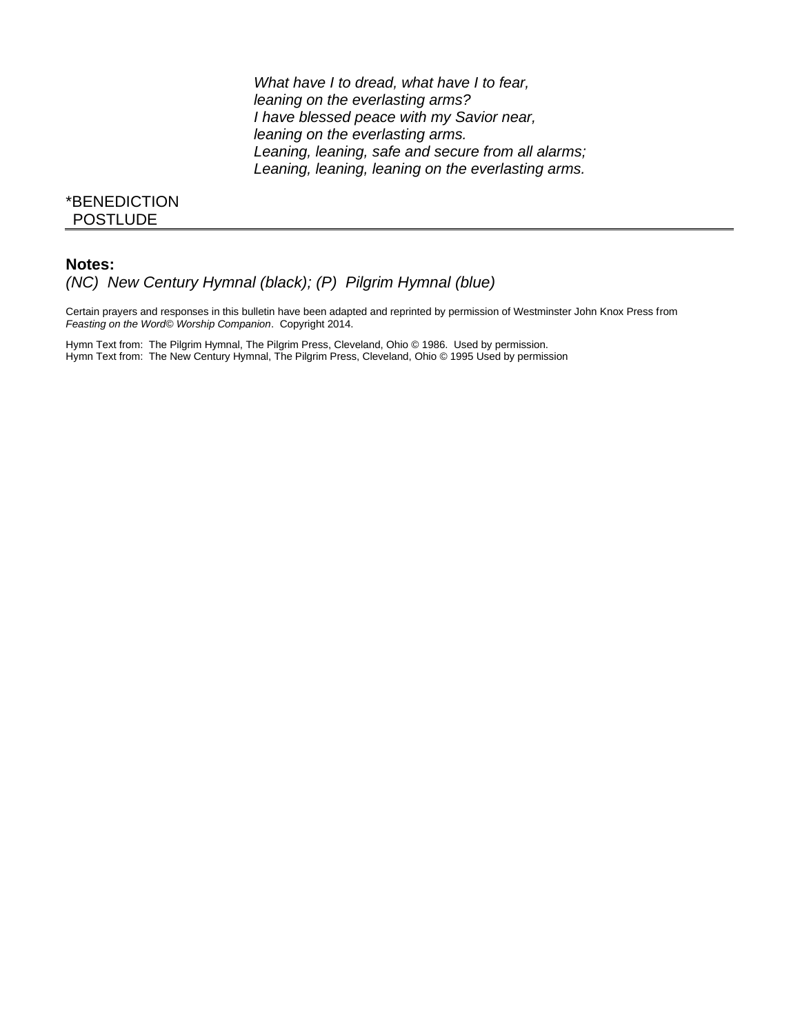*What have I to dread, what have I to fear,*  
*leaning on the everlasting arms?*  
*I have blessed peace with my Savior near,*  
*leaning on the everlasting arms.*  
*Leaning, leaning, safe and secure from all alarms;*  
*Leaning, leaning, leaning on the everlasting arms.*

*BENEDICTION  
POSTLUDE

---

**Notes:**  
*(NC) New Century Hymnal (black); (P) Pilgrim Hymnal (blue)*

Certain prayers and responses in this bulletin have been adapted and reprinted by permission of Westminster John Knox Press from *Feasting on the Word© Worship Companion*. Copyright 2014.

Hymn Text from: The Pilgrim Hymnal, The Pilgrim Press, Cleveland, Ohio © 1986. Used by permission.  
Hymn Text from: The New Century Hymnal, The Pilgrim Press, Cleveland, Ohio © 1995 Used by permission